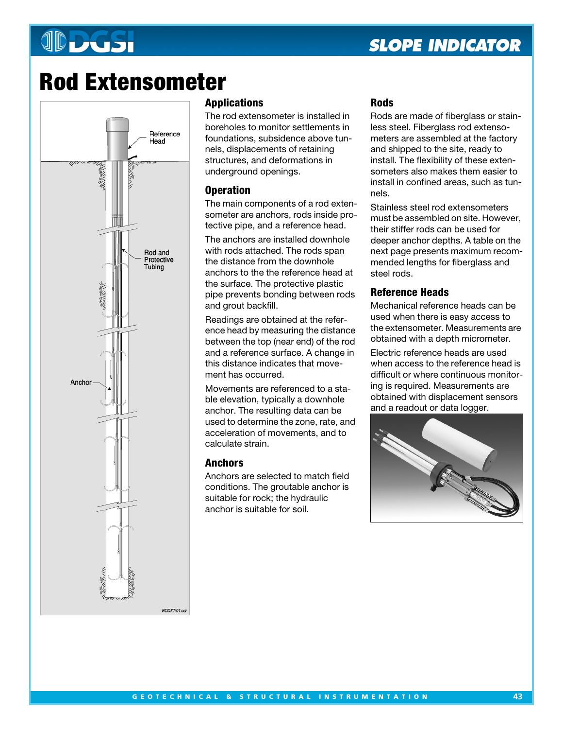# Rod Extensometer

## Applications

The rod extensometer is installed in boreholes to monitor settlements in foundations, subsidence above tunnels, displacements of retaining structures, and deformations in underground openings.

## Operation

The main components of a rod extensometer are anchors, rods inside protective pipe, and a reference head.

The anchors are installed downhole with rods attached. The rods span the distance from the downhole anchors to the the reference head at the surface. The protective plastic pipe prevents bonding between rods and grout backfill.

Readings are obtained at the reference head by measuring the distance between the top (near end) of the rod and a reference surface. A change in this distance indicates that movement has occurred.

Movements are referenced to a stable elevation, typically a downhole anchor. The resulting data can be used to determine the zone, rate, and acceleration of movements, and to calculate strain.

## Anchors

Anchors are selected to match field conditions. The groutable anchor is suitable for rock; the hydraulic anchor is suitable for soil.

## Rods

Rods are made of fiberglass or stainless steel. Fiberglass rod extensometers are assembled at the factory and shipped to the site, ready to install. The flexibility of these extensometers also makes them easier to install in confined areas, such as tunnels.

Stainless steel rod extensometers must be assembled on site. However, their stiffer rods can be used for deeper anchor depths. A table on the next page presents maximum recommended lengths for fiberglass and steel rods.

## Reference Heads

Mechanical reference heads can be used when there is easy access to the extensometer. Measurements are obtained with a depth micrometer.

Electric reference heads are used when access to the reference head is difficult or where continuous monitoring is required. Measurements are obtained with displacement sensors and a readout or data logger.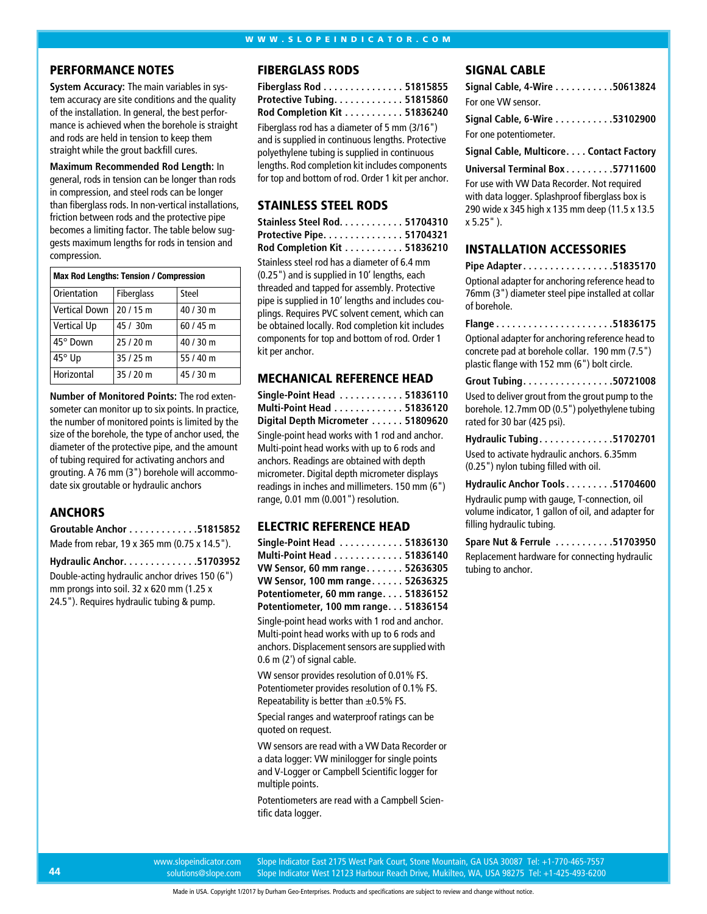## PERFORMANCE NOTES

**System Accuracy:** The main variables in system accuracy are site conditions and the quality of the installation. In general, the best performance is achieved when the borehole is straight and rods are held in tension to keep them straight while the grout backfill cures.

**Maximum Recommended Rod Length:** In general, rods in tension can be longer than rods in compression, and steel rods can be longer than fiberglass rods. In non-vertical installations, friction between rods and the protective pipe becomes a limiting factor. The table below suggests maximum lengths for rods in tension and compression.

| Max Rod Lengths: Tension / Compression | | |
|---|---|---|
| Orientation | Fiberglass | Steel |
| Vertical Down | 20 / 15 m | 40 / 30 m |
| Vertical Up | 45 / 30m | 60 / 45 m |
| 45° Down | 25 / 20 m | 40 / 30 m |
| 45° Up | 35 / 25 m | 55 / 40 m |
| Horizontal | 35 / 20 m | 45 / 30 m |

**Number of Monitored Points:** The rod extensometer can monitor up to six points. In practice, the number of monitored points is limited by the size of the borehole, the type of anchor used, the diameter of the protective pipe, and the amount of tubing required for activating anchors and grouting. A 76 mm (3") borehole will accommodate six groutable or hydraulic anchors

## ANCHORS

**Groutable Anchor . . . . . . . . . . . . .51815852**

Made from rebar, 19 x 365 mm (0.75 x 14.5").

**Hydraulic Anchor. . . . . . . . . . . . . .51703952**

Double-acting hydraulic anchor drives 150 (6") mm prongs into soil. 32 x 620 mm (1.25 x 24.5"). Requires hydraulic tubing & pump.

## FIBERGLASS RODS

**Fiberglass Rod . . . . . . . . . . . . . . . 51815855**
**Protective Tubing. . . . . . . . . . . . . 51815860**
**Rod Completion Kit . . . . . . . . . . . 51836240**

Fiberglass rod has a diameter of 5 mm (3/16") and is supplied in continuous lengths. Protective polyethylene tubing is supplied in continuous lengths. Rod completion kit includes components for top and bottom of rod. Order 1 kit per anchor.

## STAINLESS STEEL RODS

**Stainless Steel Rod. . . . . . . . . . . . 51704310**
**Protective Pipe. . . . . . . . . . . . . . . 51704321**
**Rod Completion Kit . . . . . . . . . . . 51836210**

Stainless steel rod has a diameter of 6.4 mm (0.25") and is supplied in 10' lengths, each threaded and tapped for assembly. Protective pipe is supplied in 10' lengths and includes couplings. Requires PVC solvent cement, which can be obtained locally. Rod completion kit includes components for top and bottom of rod. Order 1 kit per anchor.

## MECHANICAL REFERENCE HEAD

**Single-Point Head . . . . . . . . . . . . 51836110**
**Multi-Point Head . . . . . . . . . . . . . 51836120**
**Digital Depth Micrometer . . . . . . 51809620**

Single-point head works with 1 rod and anchor. Multi-point head works with up to 6 rods and anchors. Readings are obtained with depth micrometer. Digital depth micrometer displays readings in inches and millimeters. 150 mm (6") range, 0.01 mm (0.001") resolution.

## ELECTRIC REFERENCE HEAD

**Single-Point Head . . . . . . . . . . . . 51836130**
**Multi-Point Head . . . . . . . . . . . . . 51836140**
**VW Sensor, 60 mm range. . . . . . . 52636305**
**VW Sensor, 100 mm range. . . . . . 52636325**
**Potentiometer, 60 mm range. . . . 51836152**
**Potentiometer, 100 mm range. . . 51836154**

Single-point head works with 1 rod and anchor. Multi-point head works with up to 6 rods and anchors. Displacement sensors are supplied with 0.6 m (2') of signal cable.

VW sensor provides resolution of 0.01% FS. Potentiometer provides resolution of 0.1% FS. Repeatability is better than ±0.5% FS.

Special ranges and waterproof ratings can be quoted on request.

VW sensors are read with a VW Data Recorder or a data logger: VW minilogger for single points and V-Logger or Campbell Scientific logger for multiple points.

Potentiometers are read with a Campbell Scientific data logger.

## SIGNAL CABLE

**Signal Cable, 4-Wire . . . . . . . . . . .50613824**

For one VW sensor.

**Signal Cable, 6-Wire . . . . . . . . . . .53102900**

For one potentiometer.

**Signal Cable, Multicore. . . . Contact Factory**

**Universal Terminal Box . . . . . . . . .57711600**

For use with VW Data Recorder. Not required with data logger. Splashproof fiberglass box is 290 wide x 345 high x 135 mm deep (11.5 x 13.5 x 5.25" ).

## INSTALLATION ACCESSORIES

**Pipe Adapter. . . . . . . . . . . . . . . . .51835170**

Optional adapter for anchoring reference head to 76mm (3") diameter steel pipe installed at collar of borehole.

**Flange . . . . . . . . . . . . . . . . . . . . .51836175**

Optional adapter for anchoring reference head to concrete pad at borehole collar. 190 mm (7.5") plastic flange with 152 mm (6") bolt circle.

**Grout Tubing. . . . . . . . . . . . . . . . .50721008**

Used to deliver grout from the grout pump to the borehole. 12.7mm OD (0.5") polyethylene tubing rated for 30 bar (425 psi).

**Hydraulic Tubing. . . . . . . . . . . . . .51702701**

Used to activate hydraulic anchors. 6.35mm (0.25") nylon tubing filled with oil.

**Hydraulic Anchor Tools . . . . . . . . .51704600**

Hydraulic pump with gauge, T-connection, oil volume indicator, 1 gallon of oil, and adapter for filling hydraulic tubing.

**Spare Nut & Ferrule . . . . . . . . . . .51703950**

Replacement hardware for connecting hydraulic tubing to anchor.

www.slopeindicator.com
solutions@slope.com

Slope Indicator East 2175 West Park Court, Stone Mountain, GA USA 30087 Tel: +1-770-465-7557
Slope Indicator West 12123 Harbour Reach Drive, Mukilteo, WA, USA 98275 Tel: +1-425-493-6200

Made in USA. Copyright 1/2017 by Durham Geo-Enterprises. Products and specifications are subject to review and change without notice.